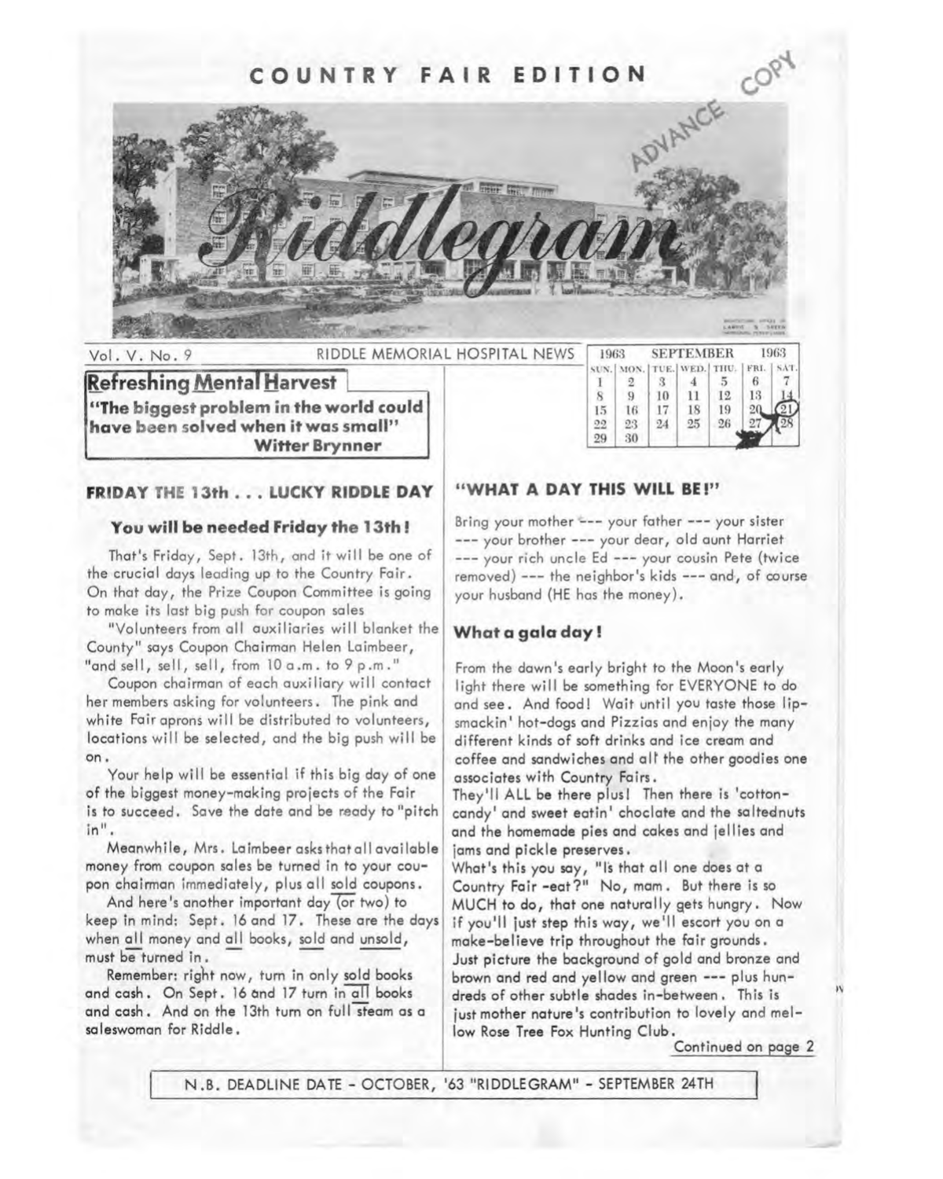# COUNTRY FAIR EDITION

ADVANCE COPY

# Riddlegram

Vol. V. No. 9 RIDDLE MEMORIAL HOSPITAL NEWS

| 1963 | SEPTEMBER | | | | | 1963 |
|---|---|---|---|---|---|---|
| SUN. | MON. | TUE. | WED. | THU. | FRI. | SAT. |
| 1 | 2 | 3 | 4 | 5 | 6 | 7 |
| 8 | 9 | 10 | 11 | 12 | 13 | 14 |
| 15 | 16 | 17 | 18 | 19 | 20 | 21 |
| 22 | 23 | 24 | 25 | 26 | 27 | 28 |
| 29 | 30 | | | | | |

**Refreshing Mental Harvest**

**"The biggest problem in the world could have been solved when it was small"**
**Witter Brynner**

## FRIDAY THE 13th . . . LUCKY RIDDLE DAY

### You will be needed Friday the 13th!

That's Friday, Sept. 13th, and it will be one of the crucial days leading up to the Country Fair. On that day, the Prize Coupon Committee is going to make its last big push for coupon sales

"Volunteers from all auxiliaries will blanket the County" says Coupon Chairman Helen Laimbeer, "and sell, sell, sell, from 10 a.m. to 9 p.m."

Coupon chairman of each auxiliary will contact her members asking for volunteers. The pink and white Fair aprons will be distributed to volunteers, locations will be selected, and the big push will be on.

Your help will be essential if this big day of one of the biggest money-making projects of the Fair is to succeed. Save the date and be ready to "pitch in".

Meanwhile, Mrs. Laimbeer asks that all available money from coupon sales be turned in to your coupon chairman immediately, plus all sold coupons.

And here's another important day (or two) to keep in mind: Sept. 16 and 17. These are the days when all money and all books, sold and unsold, must be turned in.

Remember: right now, turn in only sold books and cash. On Sept. 16 and 17 turn in all books and cash. And on the 13th turn on full steam as a saleswoman for Riddle.

## "WHAT A DAY THIS WILL BE!"

Bring your mother --- your father --- your sister --- your brother --- your dear, old aunt Harriet --- your rich uncle Ed --- your cousin Pete (twice removed) --- the neighbor's kids --- and, of course your husband (HE has the money).

### What a gala day!

From the dawn's early bright to the Moon's early light there will be something for EVERYONE to do and see. And food! Wait until you taste those lip-smackin' hot-dogs and Pizzias and enjoy the many different kinds of soft drinks and ice cream and coffee and sandwiches and all the other goodies one associates with Country Fairs.

They'll ALL be there plus! Then there is 'cotton-candy' and sweet eatin' choclate and the saltednuts and the homemade pies and cakes and jellies and jams and pickle preserves.

What's this you say, "Is that all one does at a Country Fair -eat?" No, mam. But there is so MUCH to do, that one naturally gets hungry. Now if you'll just step this way, we'll escort you on a make-believe trip throughout the fair grounds.

Just picture the background of gold and bronze and brown and red and yellow and green --- plus hundreds of other subtle shades in-between. This is just mother nature's contribution to lovely and mellow Rose Tree Fox Hunting Club.

Continued on page 2

N.B. DEADLINE DATE - OCTOBER, '63 "RIDDLEGRAM" - SEPTEMBER 24TH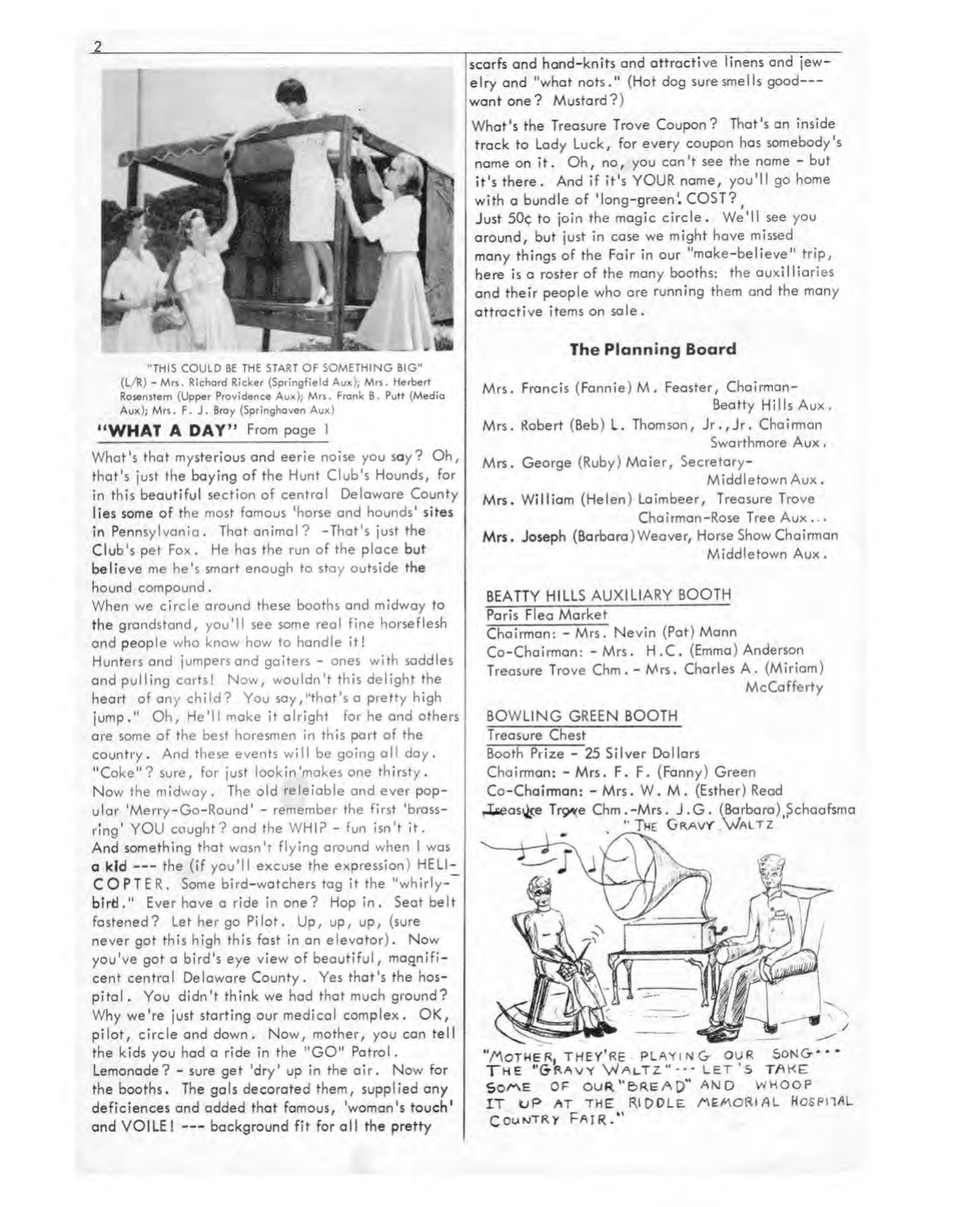"THIS COULD BE THE START OF SOMETHING BIG" (L/R) - Mrs. Richard Ricker (Springfield Aux); Mrs. Herbert Rosenstern (Upper Providence Aux); Mrs. Frank B. Putt (Media Aux); Mrs. F. J. Bray (Springhaven Aux)

## "WHAT A DAY" From page 1

What's that mysterious and eerie noise you say? Oh, that's just the baying of the Hunt Club's Hounds, for in this beautiful section of central Delaware County lies some of the most famous 'horse and hounds' sites in Pennsylvania. That animal? -That's just the Club's pet Fox. He has the run of the place but believe me he's smart enough to stay outside the hound compound.

When we circle around these booths and midway to the grandstand, you'll see some real fine horseflesh and people who know how to handle it!

Hunters and jumpers and gaiters - ones with saddles and pulling carts! Now, wouldn't this delight the heart of any child? You say, "that's a pretty high jump." Oh, He'll make it alright for he and others are some of the best horesmen in this part of the country. And these events will be going all day. "Coke"? sure, for just lookin'makes one thirsty. Now the midway. The old releiable and ever popular 'Merry-Go-Round' - remember the first 'brass-ring' YOU caught? and the WHIP - fun isn't it. And something that wasn't flying around when I was a kid --- the (if you'll excuse the expression) HELICOPTER. Some bird-watchers tag it the "whirly-bird." Ever have a ride in one? Hop in. Seat belt fastened? Let her go Pilot. Up, up, up, (sure never got this high this fast in an elevator). Now you've got a bird's eye view of beautiful, magnificent central Delaware County. Yes that's the hospital. You didn't think we had that much ground? Why we're just starting our medical complex. OK, pilot, circle and down. Now, mother, you can tell the kids you had a ride in the "GO" Patrol. Lemonade? - sure get 'dry' up in the air. Now for the booths. The gals decorated them, supplied any deficiences and added that famous, 'woman's touch' and VOILE! --- background fit for all the pretty scarfs and hand-knits and attractive linens and jewelry and "what nots." (Hot dog sure smells good--- want one? Mustard?)

What's the Treasure Trove Coupon? That's an inside track to Lady Luck, for every coupon has somebody's name on it. Oh, no, you can't see the name - but it's there. And if it's YOUR name, you'll go home with a bundle of 'long-green'. COST?

Just 50¢ to join the magic circle. We'll see you around, but just in case we might have missed many things of the Fair in our "make-believe" trip, here is a roster of the many booths: the auxilliaries and their people who are running them and the many attractive items on sale.

### The Planning Board

Mrs. Francis (Fannie) M. Feaster, Chairman- Beatty Hills Aux.

Mrs. Robert (Beb) L. Thomson, Jr., Jr. Chairman Swarthmore Aux.

Mrs. George (Ruby) Maier, Secretary- Middletown Aux.

Mrs. William (Helen) Laimbeer, Treasure Trove Chairman-Rose Tree Aux...

Mrs. Joseph (Barbara) Weaver, Horse Show Chairman Middletown Aux.

### BEATTY HILLS AUXILIARY BOOTH

Paris Flea Market

Chairman: - Mrs. Nevin (Pat) Mann

Co-Chairman: - Mrs. H.C. (Emma) Anderson

Treasure Trove Chm. - Mrs. Charles A. (Miriam) McCafferty

### BOWLING GREEN BOOTH

Treasure Chest

Booth Prize - 25 Silver Dollars

Chairman: - Mrs. F. F. (Fanny) Green

Co-Chairman: - Mrs. W. M. (Esther) Read

Treasure Trove Chm.-Mrs. J.G. (Barbara) Schaafsma

"THE GRAVY WALTZ"

"MOTHER, THEY'RE PLAYING OUR SONG--- THE "GRAVY WALTZ"--- LET'S TAKE SOME OF OUR "BREAD" AND WHOOP IT UP AT THE RIDDLE MEMORIAL HOSPITAL COUNTRY FAIR."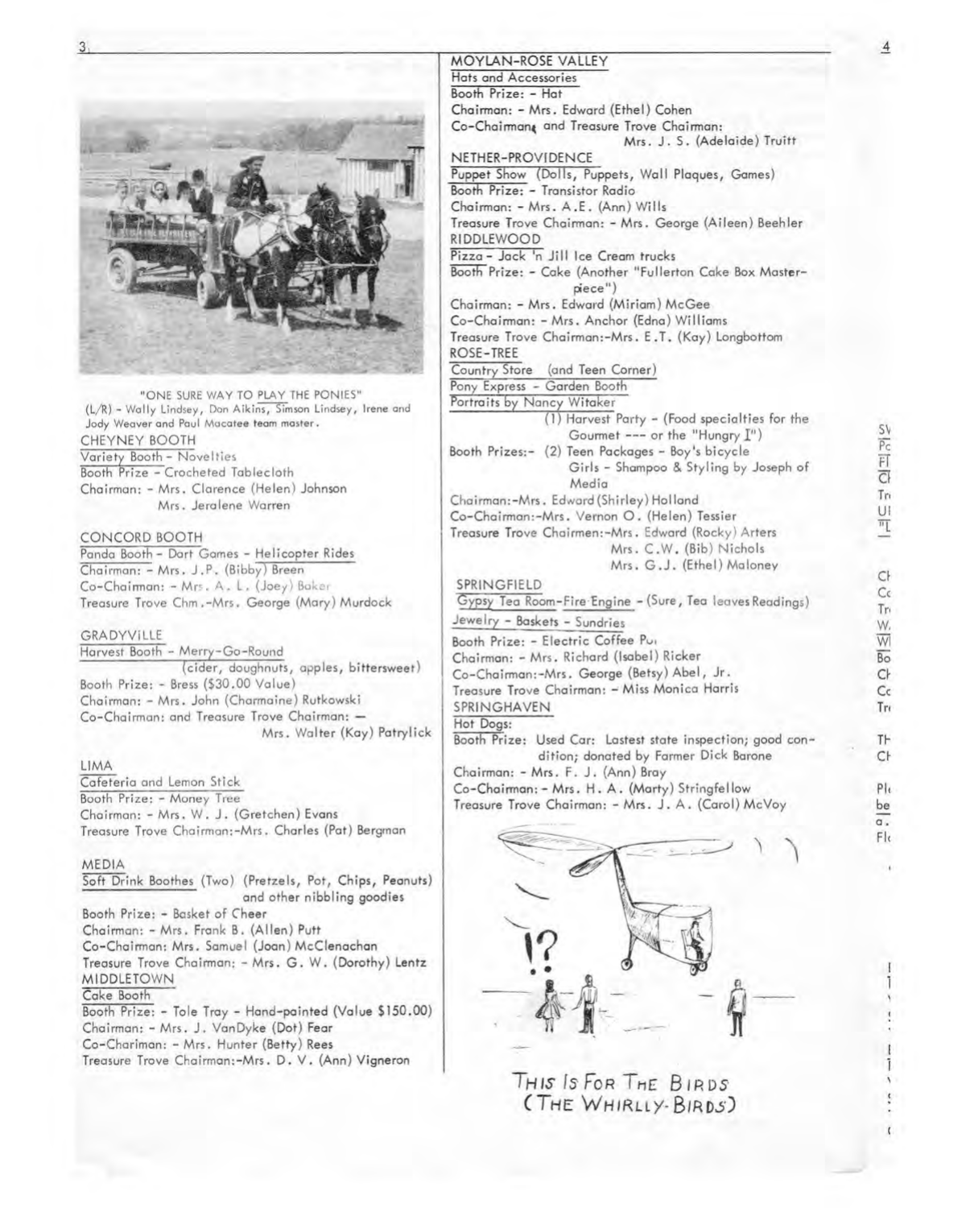"ONE SURE WAY TO PLAY THE PONIES"
(L/R) - Wally Lindsey, Don Aikins, Simson Lindsey, Irene and Jody Weaver and Paul Macatee team master.

CHEYNEY BOOTH
Variety Booth - Novelties
Booth Prize - Crocheted Tablecloth
Chairman: - Mrs. Clarence (Helen) Johnson
Mrs. Jeralene Warren

CONCORD BOOTH
Panda Booth - Dart Games - Helicopter Rides
Chairman: - Mrs. J.P. (Bibby) Breen
Co-Chairman: - Mrs. A. L. (Joey) Baker
Treasure Trove Chm.-Mrs. George (Mary) Murdock

GRADYVILLE
Harvest Booth - Merry-Go-Round
(cider, doughnuts, apples, bittersweet)
Booth Prize: - Bress ($30.00 Value)
Chairman: - Mrs. John (Charmaine) Rutkowski
Co-Chairman: and Treasure Trove Chairman: —
Mrs. Walter (Kay) Patrylick

LIMA
Cafeteria and Lemon Stick
Booth Prize: - Money Tree
Chairman: - Mrs. W. J. (Gretchen) Evans
Treasure Trove Chairman:-Mrs. Charles (Pat) Bergman

MEDIA
Soft Drink Boothes (Two) (Pretzels, Pot, Chips, Peanuts) and other nibbling goodies
Booth Prize: - Basket of Cheer
Chairman: - Mrs. Frank B. (Allen) Putt
Co-Chairman: Mrs. Samuel (Joan) McClenachan
Treasure Trove Chairman: - Mrs. G. W. (Dorothy) Lentz

MIDDLETOWN
Cake Booth
Booth Prize: - Tole Tray - Hand-painted (Value $150.00)
Chairman: - Mrs. J. VanDyke (Dot) Fear
Co-Chariman: - Mrs. Hunter (Betty) Rees
Treasure Trove Chairman:-Mrs. D. V. (Ann) Vigneron

MOYLAN-ROSE VALLEY
Hats and Accessories
Booth Prize: - Hat
Chairman: - Mrs. Edward (Ethel) Cohen
Co-Chairman, and Treasure Trove Chairman:
Mrs. J. S. (Adelaide) Truitt

NETHER-PROVIDENCE
Puppet Show (Dolls, Puppets, Wall Plaques, Games)
Booth Prize: - Transistor Radio
Chairman: - Mrs. A.E. (Ann) Wills
Treasure Trove Chairman: - Mrs. George (Aileen) Beehler

RIDDLEWOOD
Pizza - Jack 'n Jill Ice Cream trucks
Booth Prize: - Cake (Another "Fullerton Cake Box Masterpiece")
Chairman: - Mrs. Edward (Miriam) McGee
Co-Chairman: - Mrs. Anchor (Edna) Williams
Treasure Trove Chairman:-Mrs. E.T. (Kay) Longbottom

ROSE-TREE
Country Store (and Teen Corner)
Pony Express - Garden Booth
Portraits by Nancy Witaker
Booth Prizes:- (1) Harvest Party - (Food specialties for the Gourmet --- or the "Hungry I")
(2) Teen Packages - Boy's bicycle
Girls - Shampoo & Styling by Joseph of Media
Chairman:-Mrs. Edward (Shirley) Holland
Co-Chairman:-Mrs. Vernon O. (Helen) Tessier
Treasure Trove Chairmen:-Mrs. Edward (Rocky) Arters
Mrs. C.W. (Bib) Nichols
Mrs. G.J. (Ethel) Maloney

SPRINGFIELD
Gypsy Tea Room-Fire Engine - (Sure, Tea leaves Readings)
Jewelry - Baskets - Sundries
Booth Prize: - Electric Coffee Pot
Chairman: - Mrs. Richard (Isabel) Ricker
Co-Chairman:-Mrs. George (Betsy) Abel, Jr.
Treasure Trove Chairman: - Miss Monica Harris

SPRINGHAVEN
Hot Dogs:
Booth Prize: Used Car: Lastest state inspection; good condition; donated by Farmer Dick Barone
Chairman: - Mrs. F. J. (Ann) Bray
Co-Chairman: - Mrs. H. A. (Marty) Stringfellow
Treasure Trove Chairman: - Mrs. J. A. (Carol) McVoy

THIS IS FOR THE BIRDS
(THE WHIRLY-BIRDS)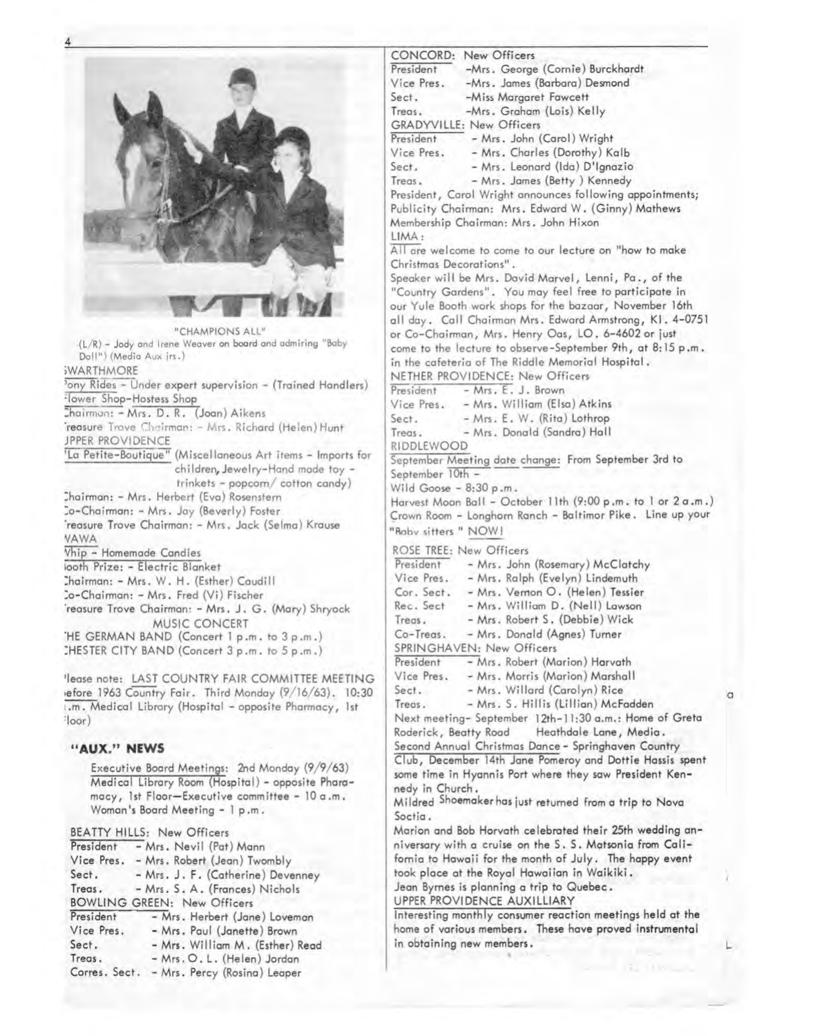"CHAMPIONS ALL"
(L/R) - Jody and Irene Weaver on board and admiring "Baby Doll") (Media Aux jrs.)

SWARTHMORE

Pony Rides - Under expert supervision - (Trained Handlers)
Flower Shop-Hostess Shop
Chairman: - Mrs. D. R. (Joan) Aikens
Treasure Trove Chairman: - Mrs. Richard (Helen) Hunt

UPPER PROVIDENCE

"La Petite-Boutique" (Miscellaneous Art items - Imports for children, Jewelry-Hand made toy - trinkets - popcorn/ cotton candy)
Chairman: - Mrs. Herbert (Eva) Rosenstern
Co-Chairman: - Mrs. Jay (Beverly) Foster
Treasure Trove Chairman: - Mrs. Jack (Selma) Krause

WAWA

Whip - Homemade Candies
Booth Prize: - Electric Blanket
Chairman: - Mrs. W. H. (Esther) Caudill
Co-Chairman: - Mrs. Fred (Vi) Fischer
Treasure Trove Chairman: - Mrs. J. G. (Mary) Shryock

MUSIC CONCERT

THE GERMAN BAND (Concert 1 p.m. to 3 p.m.)
CHESTER CITY BAND (Concert 3 p.m. to 5 p.m.)

Please note: LAST COUNTRY FAIR COMMITTEE MEETING before 1963 Country Fair. Third Monday (9/16/63). 10:30 a.m. Medical Library (Hospital - opposite Pharmacy, 1st Floor)

## "AUX." NEWS

Executive Board Meetings: 2nd Monday (9/9/63) Medical Library Room (Hospital) - opposite Pharmacy, 1st Floor—Executive committee - 10 a.m. Woman's Board Meeting - 1 p.m.

BEATTY HILLS: New Officers
President - Mrs. Nevil (Pat) Mann
Vice Pres. - Mrs. Robert (Jean) Twombly
Sect. - Mrs. J. F. (Catherine) Devenney
Treas. - Mrs. S. A. (Frances) Nichols

BOWLING GREEN: New Officers
President - Mrs. Herbert (Jane) Loveman
Vice Pres. - Mrs. Paul (Janette) Brown
Sect. - Mrs. William M. (Esther) Read
Treas. - Mrs. O. L. (Helen) Jordan
Corres. Sect. - Mrs. Percy (Rosina) Leaper

CONCORD: New Officers
President -Mrs. George (Cornie) Burckhardt
Vice Pres. -Mrs. James (Barbara) Desmond
Sect. -Miss Margaret Fawcett
Treas. -Mrs. Graham (Lois) Kelly

GRADYVILLE: New Officers
President - Mrs. John (Carol) Wright
Vice Pres. - Mrs. Charles (Dorothy) Kalb
Sect. - Mrs. Leonard (Ida) D'Ignazio
Treas. - Mrs. James (Betty ) Kennedy

President, Carol Wright announces following appointments;
Publicity Chairman: Mrs. Edward W. (Ginny) Mathews
Membership Chairman: Mrs. John Hixon

LIMA:

All are welcome to come to our lecture on "how to make Christmas Decorations".
Speaker will be Mrs. David Marvel, Lenni, Pa., of the "Country Gardens". You may feel free to participate in our Yule Booth work shops for the bazaar, November 16th all day. Call Chairman Mrs. Edward Armstrong, KI. 4-0751 or Co-Chairman, Mrs. Henry Oas, LO. 6-4602 or just come to the lecture to observe-September 9th, at 8:15 p.m. in the cafeteria of The Riddle Memorial Hospital.

NETHER PROVIDENCE: New Officers
President - Mrs. E. J. Brown
Vice Pres. - Mrs. William (Elsa) Atkins
Sect. - Mrs. E. W. (Rita) Lothrop
Treas. - Mrs. Donald (Sandra) Hall

RIDDLEWOOD

September Meeting date change: From September 3rd to September 10th -
Wild Goose - 8:30 p.m.
Harvest Moon Ball - October 11th (9:00 p.m. to 1 or 2 a.m.)
Crown Room - Longhorn Ranch - Baltimor Pike. Line up your "Baby sitters " NOW!

ROSE TREE: New Officers
President - Mrs. John (Rosemary) McClatchy
Vice Pres. - Mrs. Ralph (Evelyn) Lindemuth
Cor. Sect. - Mrs. Vernon O. (Helen) Tessier
Rec. Sect - Mrs. William D. (Nell) Lawson
Treas. - Mrs. Robert S. (Debbie) Wick
Co-Treas. - Mrs. Donald (Agnes) Turner

SPRINGHAVEN: New Officers
President - Mrs. Robert (Marion) Harvath
Vice Pres. - Mrs. Morris (Marion) Marshall
Sect. - Mrs. Willard (Carolyn) Rice
Treas. - Mrs. S. Hillis (Lillian) McFadden

Next meeting- September 12th-11:30 a.m.: Home of Greta Roderick, Beatty Road Heathdale Lane, Media.
Second Annual Christmas Dance - Springhaven Country Club, December 14th Jane Pomeroy and Dottie Hassis spent some time in Hyannis Port where they saw President Kennedy in Church.
Mildred Shoemaker has just returned from a trip to Nova Soctia.
Marion and Bob Horvath celebrated their 25th wedding anniversary with a cruise on the S. S. Matsonia from California to Hawaii for the month of July. The happy event took place at the Royal Hawaiian in Waikiki.
Jean Byrnes is planning a trip to Quebec.

UPPER PROVIDENCE AUXILLIARY

Interesting monthly consumer reaction meetings held at the home of various members. These have proved instrumental in obtaining new members.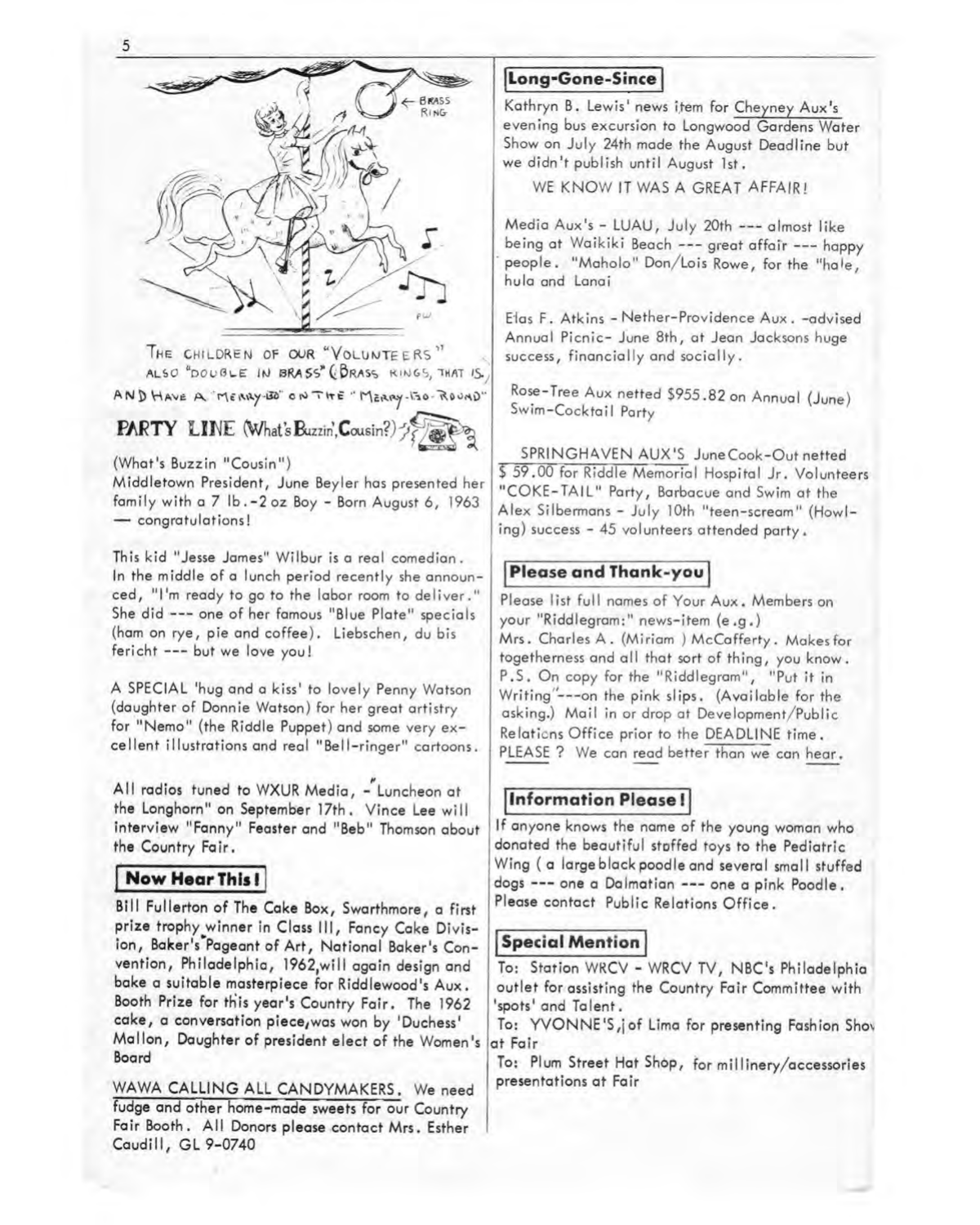THE CHILDREN OF OUR "VOLUNTEERS" ALSO "DOUBLE IN BRASS" (BRASS RINGS, THAT IS) AND HAVE A "MERRY-GO" ON THE "MERRY-GO-ROUND"

## PARTY LINE (What's Buzzin', Cousin?)

(What's Buzzin "Cousin")
Middletown President, June Beyler has presented her family with a 7 lb.-2 oz Boy - Born August 6, 1963 — congratulations!

This kid "Jesse James" Wilbur is a real comedian. In the middle of a lunch period recently she announced, "I'm ready to go to the labor room to deliver." She did --- one of her famous "Blue Plate" specials (ham on rye, pie and coffee). Liebschen, du bis fericht --- but we love you!

A SPECIAL 'hug and a kiss' to lovely Penny Watson (daughter of Donnie Watson) for her great artistry for "Nemo" (the Riddle Puppet) and some very excellent illustrations and real "Bell-ringer" cartoons.

All radios tuned to WXUR Media, -"Luncheon at the Longhorn" on September 17th. Vince Lee will interview "Fanny" Feaster and "Beb" Thomson about the Country Fair.

### Now Hear This!

Bill Fullerton of The Cake Box, Swarthmore, a first prize trophy winner in Class III, Fancy Cake Division, Baker's Pageant of Art, National Baker's Convention, Philadelphia, 1962, will again design and bake a suitable masterpiece for Riddlewood's Aux. Booth Prize for this year's Country Fair. The 1962 cake, a conversation piece, was won by 'Duchess' Mallon, Daughter of president elect of the Women's Board

WAWA CALLING ALL CANDYMAKERS. We need fudge and other home-made sweets for our Country Fair Booth. All Donors please contact Mrs. Esther Caudill, GL 9-0740

### Long-Gone-Since

Kathryn B. Lewis' news item for Cheyney Aux's evening bus excursion to Longwood Gardens Water Show on July 24th made the August Deadline but we didn't publish until August 1st.

WE KNOW IT WAS A GREAT AFFAIR!

Media Aux's - LUAU, July 20th --- almost like being at Waikiki Beach --- great affair --- happy people. "Maholo" Don/Lois Rowe, for the "hale, hula and Lanai

Elas F. Atkins - Nether-Providence Aux. -advised Annual Picnic- June 8th, at Jean Jacksons huge success, financially and socially.

Rose-Tree Aux netted $955.82 on Annual (June) Swim-Cocktail Party

SPRINGHAVEN AUX'S June Cook-Out netted $ 59.00 for Riddle Memorial Hospital Jr. Volunteers "COKE-TAIL" Party, Barbacue and Swim at the Alex Silbermans - July 10th "teen-scream" (Howling) success - 45 volunteers attended party.

### Please and Thank-you

Please list full names of Your Aux. Members on your "Riddlegram:" news-item (e.g.) Mrs. Charles A. (Miriam ) McCafferty. Makes for togetherness and all that sort of thing, you know. P.S. On copy for the "Riddlegram", "Put it in Writing"---on the pink slips. (Available for the asking.) Mail in or drop at Development/Public Relations Office prior to the DEADLINE time. PLEASE ? We can read better than we can hear.

### Information Please!

If anyone knows the name of the young woman who donated the beautiful stuffed toys to the Pediatric Wing ( a large black poodle and several small stuffed dogs --- one a Dalmatian --- one a pink Poodle. Please contact Public Relations Office.

### Special Mention

To: Station WRCV - WRCV TV, NBC's Philadelphia outlet for assisting the Country Fair Committee with 'spots' and Talent.

To: YVONNE'S, of Lima for presenting Fashion Show at Fair

To: Plum Street Hat Shop, for millinery/accessories presentations at Fair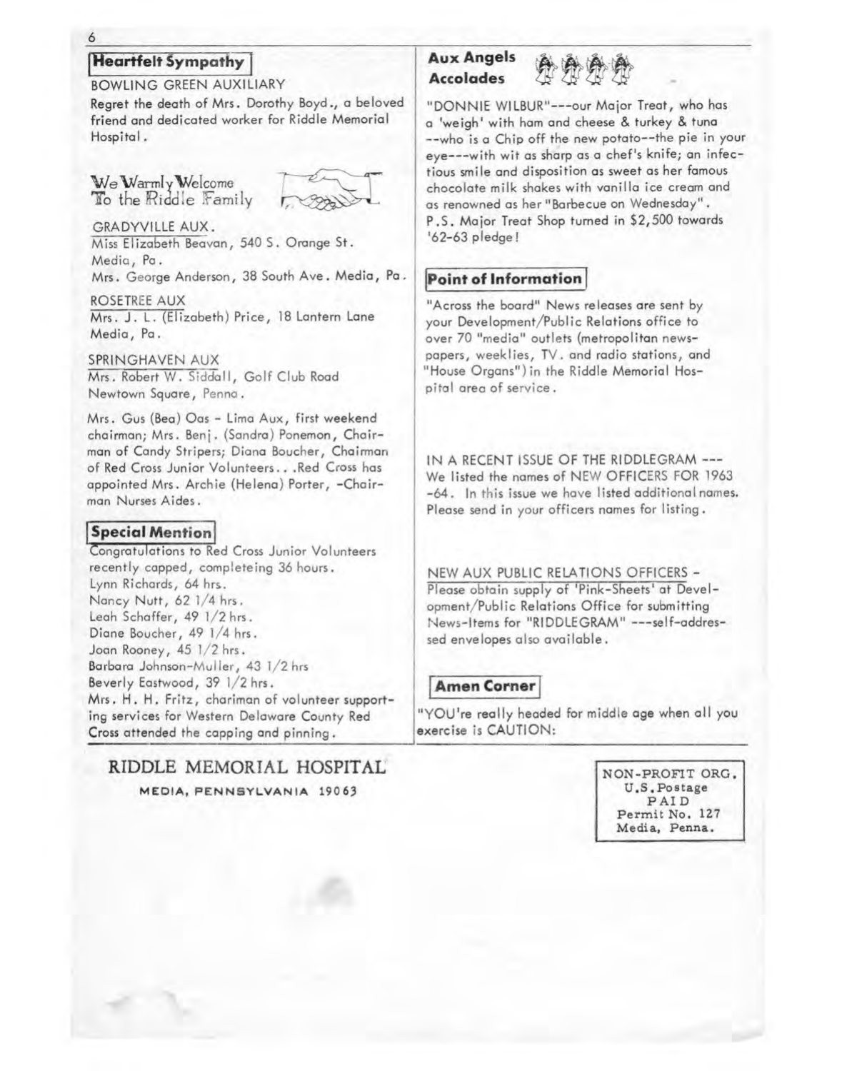## Heartfelt Sympathy

BOWLING GREEN AUXILIARY

Regret the death of Mrs. Dorothy Boyd., a beloved friend and dedicated worker for Riddle Memorial Hospital.

## We Warmly Welcome To the Riddle Family

GRADYVILLE AUX.

Miss Elizabeth Beavan, 540 S. Orange St. Media, Pa.

Mrs. George Anderson, 38 South Ave. Media, Pa.

ROSETREE AUX

Mrs. J. L. (Elizabeth) Price, 18 Lantern Lane Media, Pa.

SPRINGHAVEN AUX

Mrs. Robert W. Siddall, Golf Club Road Newtown Square, Penna.

Mrs. Gus (Bea) Oas - Lima Aux, first weekend chairman; Mrs. Benj. (Sandra) Ponemon, Chairman of Candy Stripers; Diana Boucher, Chairman of Red Cross Junior Volunteers.. .Red Cross has appointed Mrs. Archie (Helena) Porter, -Chairman Nurses Aides.

## Special Mention

Congratulations to Red Cross Junior Volunteers recently capped, completeing 36 hours.

Lynn Richards, 64 hrs.
Nancy Nutt, 62 1/4 hrs.
Leah Schaffer, 49 1/2 hrs.
Diane Boucher, 49 1/4 hrs.
Joan Rooney, 45 1/2 hrs.
Barbara Johnson-Muller, 43 1/2 hrs
Beverly Eastwood, 39 1/2 hrs.

Mrs. H. H. Fritz, chariman of volunteer supporting services for Western Delaware County Red Cross attended the capping and pinning.

## Aux Angels Accolades

"DONNIE WILBUR"---our Major Treat, who has a 'weigh' with ham and cheese & turkey & tuna --who is a Chip off the new potato--the pie in your eye---with wit as sharp as a chef's knife; an infectious smile and disposition as sweet as her famous chocolate milk shakes with vanilla ice cream and as renowned as her "Barbecue on Wednesday".

P.S. Major Treat Shop turned in $2,500 towards '62-63 pledge!

## Point of Information

"Across the board" News releases are sent by your Development/Public Relations office to over 70 "media" outlets (metropolitan newspapers, weeklies, TV. and radio stations, and "House Organs") in the Riddle Memorial Hospital area of service.

IN A RECENT ISSUE OF THE RIDDLEGRAM --- We listed the names of NEW OFFICERS FOR 1963 -64. In this issue we have listed additional names. Please send in your officers names for listing.

NEW AUX PUBLIC RELATIONS OFFICERS - Please obtain supply of 'Pink-Sheets' at Development/Public Relations Office for submitting News-Items for "RIDDLEGRAM" ---self-addressed envelopes also available.

## Amen Corner

"YOU're really headed for middle age when all you exercise is CAUTION:

RIDDLE MEMORIAL HOSPITAL
MEDIA, PENNSYLVANIA 19063

NON-PROFIT ORG.
U.S. Postage
PAID
Permit No. 127
Media, Penna.